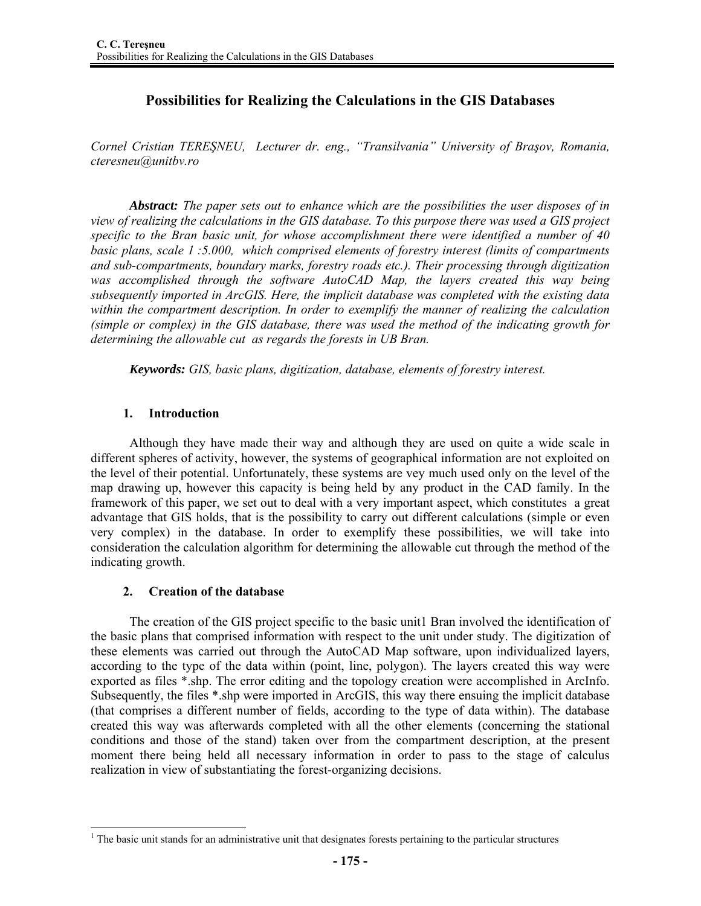# Possibilities for Realizing the Calculations in the GIS Databases

*Cornel Cristian TEREŞNEU, Lecturer dr. eng., "Transilvania" University of Braşov, Romania, cteresneu@unitbv.ro*

***Abstract:*** *The paper sets out to enhance which are the possibilities the user disposes of in view of realizing the calculations in the GIS database. To this purpose there was used a GIS project specific to the Bran basic unit, for whose accomplishment there were identified a number of 40 basic plans, scale 1 :5.000, which comprised elements of forestry interest (limits of compartments and sub-compartments, boundary marks, forestry roads etc.). Their processing through digitization was accomplished through the software AutoCAD Map, the layers created this way being subsequently imported in ArcGIS. Here, the implicit database was completed with the existing data within the compartment description. In order to exemplify the manner of realizing the calculation (simple or complex) in the GIS database, there was used the method of the indicating growth for determining the allowable cut as regards the forests in UB Bran.*

***Keywords:*** *GIS, basic plans, digitization, database, elements of forestry interest.*

## 1. Introduction

Although they have made their way and although they are used on quite a wide scale in different spheres of activity, however, the systems of geographical information are not exploited on the level of their potential. Unfortunately, these systems are vey much used only on the level of the map drawing up, however this capacity is being held by any product in the CAD family. In the framework of this paper, we set out to deal with a very important aspect, which constitutes a great advantage that GIS holds, that is the possibility to carry out different calculations (simple or even very complex) in the database. In order to exemplify these possibilities, we will take into consideration the calculation algorithm for determining the allowable cut through the method of the indicating growth.

## 2. Creation of the database

The creation of the GIS project specific to the basic unit[1] Bran involved the identification of the basic plans that comprised information with respect to the unit under study. The digitization of these elements was carried out through the AutoCAD Map software, upon individualized layers, according to the type of the data within (point, line, polygon). The layers created this way were exported as files *.shp. The error editing and the topology creation were accomplished in ArcInfo. Subsequently, the files *.shp were imported in ArcGIS, this way there ensuing the implicit database (that comprises a different number of fields, according to the type of data within). The database created this way was afterwards completed with all the other elements (concerning the stational conditions and those of the stand) taken over from the compartment description, at the present moment there being held all necessary information in order to pass to the stage of calculus realization in view of substantiating the forest-organizing decisions.

---

[1] The basic unit stands for an administrative unit that designates forests pertaining to the particular structures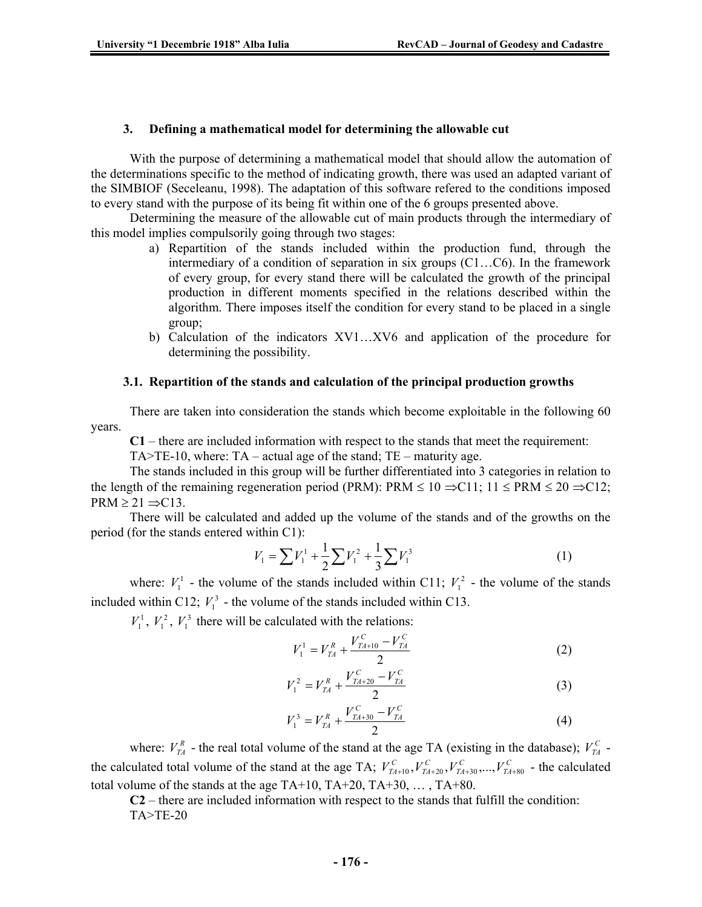## 3. Defining a mathematical model for determining the allowable cut

With the purpose of determining a mathematical model that should allow the automation of the determinations specific to the method of indicating growth, there was used an adapted variant of the SIMBIOF (Seceleanu, 1998). The adaptation of this software refered to the conditions imposed to every stand with the purpose of its being fit within one of the 6 groups presented above.

Determining the measure of the allowable cut of main products through the intermediary of this model implies compulsorily going through two stages:

a) Repartition of the stands included within the production fund, through the intermediary of a condition of separation in six groups (C1…C6). In the framework of every group, for every stand there will be calculated the growth of the principal production in different moments specified in the relations described within the algorithm. There imposes itself the condition for every stand to be placed in a single group;
b) Calculation of the indicators XV1…XV6 and application of the procedure for determining the possibility.

### 3.1. Repartition of the stands and calculation of the principal production growths

There are taken into consideration the stands which become exploitable in the following 60 years.

**C1** – there are included information with respect to the stands that meet the requirement:

TA>TE-10, where: TA – actual age of the stand; TE – maturity age.

The stands included in this group will be further differentiated into 3 categories in relation to the length of the remaining regeneration period (PRM): PRM ≤ 10 ⇒C11; 11 ≤ PRM ≤ 20 ⇒C12; PRM ≥ 21 ⇒C13.

There will be calculated and added up the volume of the stands and of the growths on the period (for the stands entered within C1):

$$V_1 = \sum V_1^1 + \frac{1}{2}\sum V_1^2 + \frac{1}{3}\sum V_1^3 \tag{1}$$

where: $V_1^1$ - the volume of the stands included within C11; $V_1^2$ - the volume of the stands included within C12; $V_1^3$ - the volume of the stands included within C13.

$V_1^1$, $V_1^2$, $V_1^3$ there will be calculated with the relations:

$$V_1^1 = V_{TA}^R + \frac{V_{TA+10}^C - V_{TA}^C}{2} \tag{2}$$

$$V_1^2 = V_{TA}^R + \frac{V_{TA+20}^C - V_{TA}^C}{2} \tag{3}$$

$$V_1^3 = V_{TA}^R + \frac{V_{TA+30}^C - V_{TA}^C}{2} \tag{4}$$

where: $V_{TA}^R$ - the real total volume of the stand at the age TA (existing in the database); $V_{TA}^C$ - the calculated total volume of the stand at the age TA; $V_{TA+10}^C, V_{TA+20}^C, V_{TA+30}^C, ..., V_{TA+80}^C$ - the calculated total volume of the stands at the age TA+10, TA+20, TA+30, … , TA+80.

**C2** – there are included information with respect to the stands that fulfill the condition:

TA>TE-20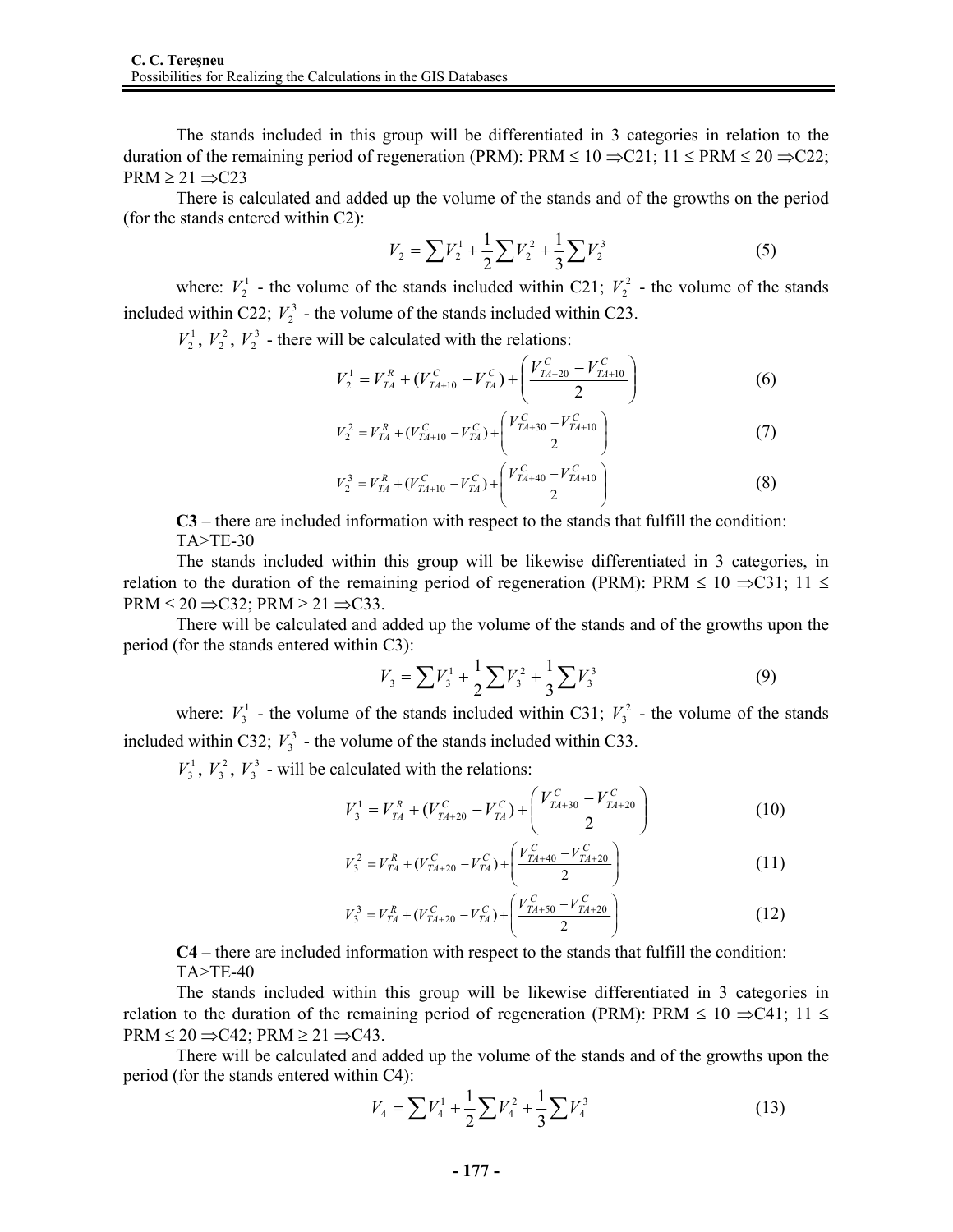The stands included in this group will be differentiated in 3 categories in relation to the duration of the remaining period of regeneration (PRM): PRM ≤ 10 ⇒C21; 11 ≤ PRM ≤ 20 ⇒C22; PRM ≥ 21 ⇒C23

There is calculated and added up the volume of the stands and of the growths on the period (for the stands entered within C2):

$$V_2 = \sum V_2^1 + \frac{1}{2}\sum V_2^2 + \frac{1}{3}\sum V_2^3 \tag{5}$$

where: $V_2^1$ - the volume of the stands included within C21; $V_2^2$ - the volume of the stands included within C22; $V_2^3$ - the volume of the stands included within C23.

$V_2^1$, $V_2^2$, $V_2^3$ - there will be calculated with the relations:

$$V_2^1 = V_{TA}^R + (V_{TA+10}^C - V_{TA}^C) + \left(\frac{V_{TA+20}^C - V_{TA+10}^C}{2}\right) \tag{6}$$

$$V_2^2 = V_{TA}^R + (V_{TA+10}^C - V_{TA}^C) + \left(\frac{V_{TA+30}^C - V_{TA+10}^C}{2}\right) \tag{7}$$

$$V_2^3 = V_{TA}^R + (V_{TA+10}^C - V_{TA}^C) + \left(\frac{V_{TA+40}^C - V_{TA+10}^C}{2}\right) \tag{8}$$

**C3** – there are included information with respect to the stands that fulfill the condition: TA>TE-30

The stands included within this group will be likewise differentiated in 3 categories, in relation to the duration of the remaining period of regeneration (PRM): PRM ≤ 10 ⇒C31; 11 ≤ PRM ≤ 20 ⇒C32; PRM ≥ 21 ⇒C33.

There will be calculated and added up the volume of the stands and of the growths upon the period (for the stands entered within C3):

$$V_3 = \sum V_3^1 + \frac{1}{2}\sum V_3^2 + \frac{1}{3}\sum V_3^3 \tag{9}$$

where: $V_3^1$ - the volume of the stands included within C31; $V_3^2$ - the volume of the stands included within C32; $V_3^3$ - the volume of the stands included within C33.

$V_3^1$, $V_3^2$, $V_3^3$ - will be calculated with the relations:

$$V_3^1 = V_{TA}^R + (V_{TA+20}^C - V_{TA}^C) + \left(\frac{V_{TA+30}^C - V_{TA+20}^C}{2}\right) \tag{10}$$

$$V_3^2 = V_{TA}^R + (V_{TA+20}^C - V_{TA}^C) + \left(\frac{V_{TA+40}^C - V_{TA+20}^C}{2}\right) \tag{11}$$

$$V_3^3 = V_{TA}^R + (V_{TA+20}^C - V_{TA}^C) + \left(\frac{V_{TA+50}^C - V_{TA+20}^C}{2}\right) \tag{12}$$

**C4** – there are included information with respect to the stands that fulfill the condition: TA>TE-40

The stands included within this group will be likewise differentiated in 3 categories in relation to the duration of the remaining period of regeneration (PRM): PRM ≤ 10 ⇒C41; 11 ≤ PRM ≤ 20 ⇒C42; PRM ≥ 21 ⇒C43.

There will be calculated and added up the volume of the stands and of the growths upon the period (for the stands entered within C4):

$$V_4 = \sum V_4^1 + \frac{1}{2}\sum V_4^2 + \frac{1}{3}\sum V_4^3 \tag{13}$$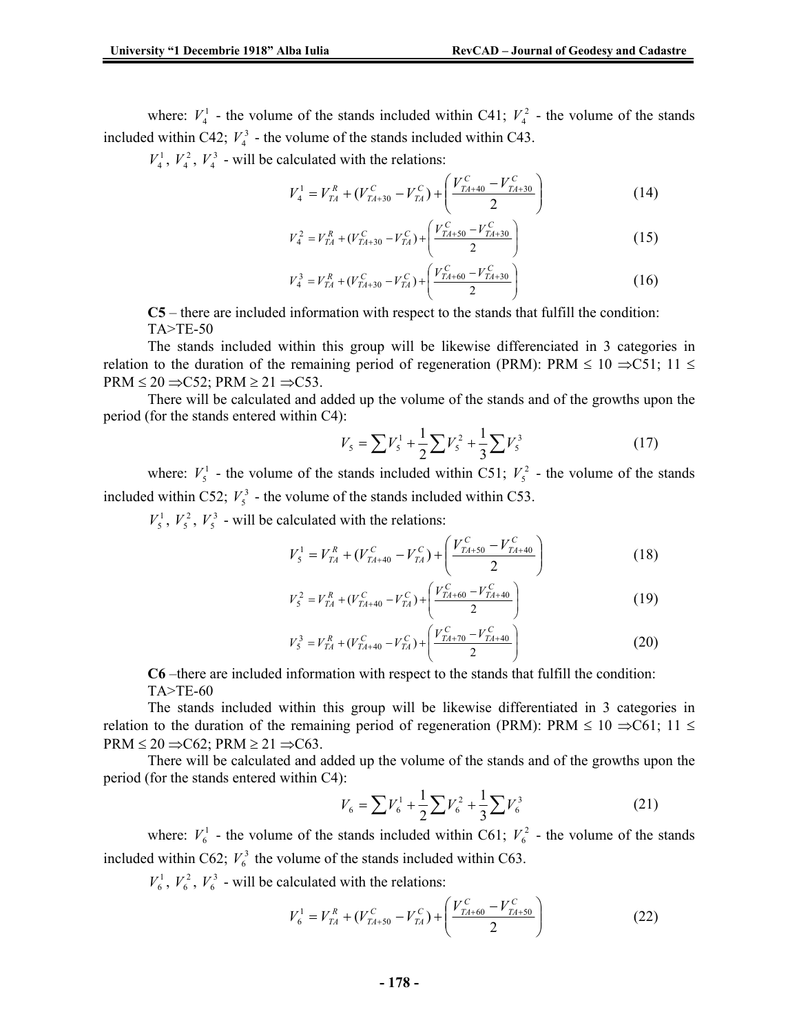where: $V_4^1$ - the volume of the stands included within C41; $V_4^2$ - the volume of the stands included within C42; $V_4^3$ - the volume of the stands included within C43.

$V_4^1$, $V_4^2$, $V_4^3$ - will be calculated with the relations:

$$V_4^1 = V_{TA}^R + (V_{TA+30}^C - V_{TA}^C) + \left( \frac{V_{TA+40}^C - V_{TA+30}^C}{2} \right) \tag{14}$$

$$V_4^2 = V_{TA}^R + (V_{TA+30}^C - V_{TA}^C) + \left( \frac{V_{TA+50}^C - V_{TA+30}^C}{2} \right) \tag{15}$$

$$V_4^3 = V_{TA}^R + (V_{TA+30}^C - V_{TA}^C) + \left( \frac{V_{TA+60}^C - V_{TA+30}^C}{2} \right) \tag{16}$$

**C5** – there are included information with respect to the stands that fulfill the condition: TA>TE-50

The stands included within this group will be likewise differenciated in 3 categories in relation to the duration of the remaining period of regeneration (PRM): PRM ≤ 10 ⇒C51; 11 ≤ PRM ≤ 20 ⇒C52; PRM ≥ 21 ⇒C53.

There will be calculated and added up the volume of the stands and of the growths upon the period (for the stands entered within C4):

$$V_5 = \sum V_5^1 + \frac{1}{2}\sum V_5^2 + \frac{1}{3}\sum V_5^3 \tag{17}$$

where: $V_5^1$ - the volume of the stands included within C51; $V_5^2$ - the volume of the stands included within C52; $V_5^3$ - the volume of the stands included within C53.

$V_5^1$, $V_5^2$, $V_5^3$ - will be calculated with the relations:

$$V_5^1 = V_{TA}^R + (V_{TA+40}^C - V_{TA}^C) + \left( \frac{V_{TA+50}^C - V_{TA+40}^C}{2} \right) \tag{18}$$

$$V_5^2 = V_{TA}^R + (V_{TA+40}^C - V_{TA}^C) + \left( \frac{V_{TA+60}^C - V_{TA+40}^C}{2} \right) \tag{19}$$

$$V_5^3 = V_{TA}^R + (V_{TA+40}^C - V_{TA}^C) + \left( \frac{V_{TA+70}^C - V_{TA+40}^C}{2} \right) \tag{20}$$

**C6** –there are included information with respect to the stands that fulfill the condition: TA>TE-60

The stands included within this group will be likewise differentiated in 3 categories in relation to the duration of the remaining period of regeneration (PRM): PRM ≤ 10 ⇒C61; 11 ≤ PRM ≤ 20 ⇒C62; PRM ≥ 21 ⇒C63.

There will be calculated and added up the volume of the stands and of the growths upon the period (for the stands entered within C4):

$$V_6 = \sum V_6^1 + \frac{1}{2}\sum V_6^2 + \frac{1}{3}\sum V_6^3 \tag{21}$$

where: $V_6^1$ - the volume of the stands included within C61; $V_6^2$ - the volume of the stands included within C62; $V_6^3$ the volume of the stands included within C63.

$V_6^1$, $V_6^2$, $V_6^3$ - will be calculated with the relations:

$$V_6^1 = V_{TA}^R + (V_{TA+50}^C - V_{TA}^C) + \left( \frac{V_{TA+60}^C - V_{TA+50}^C}{2} \right) \tag{22}$$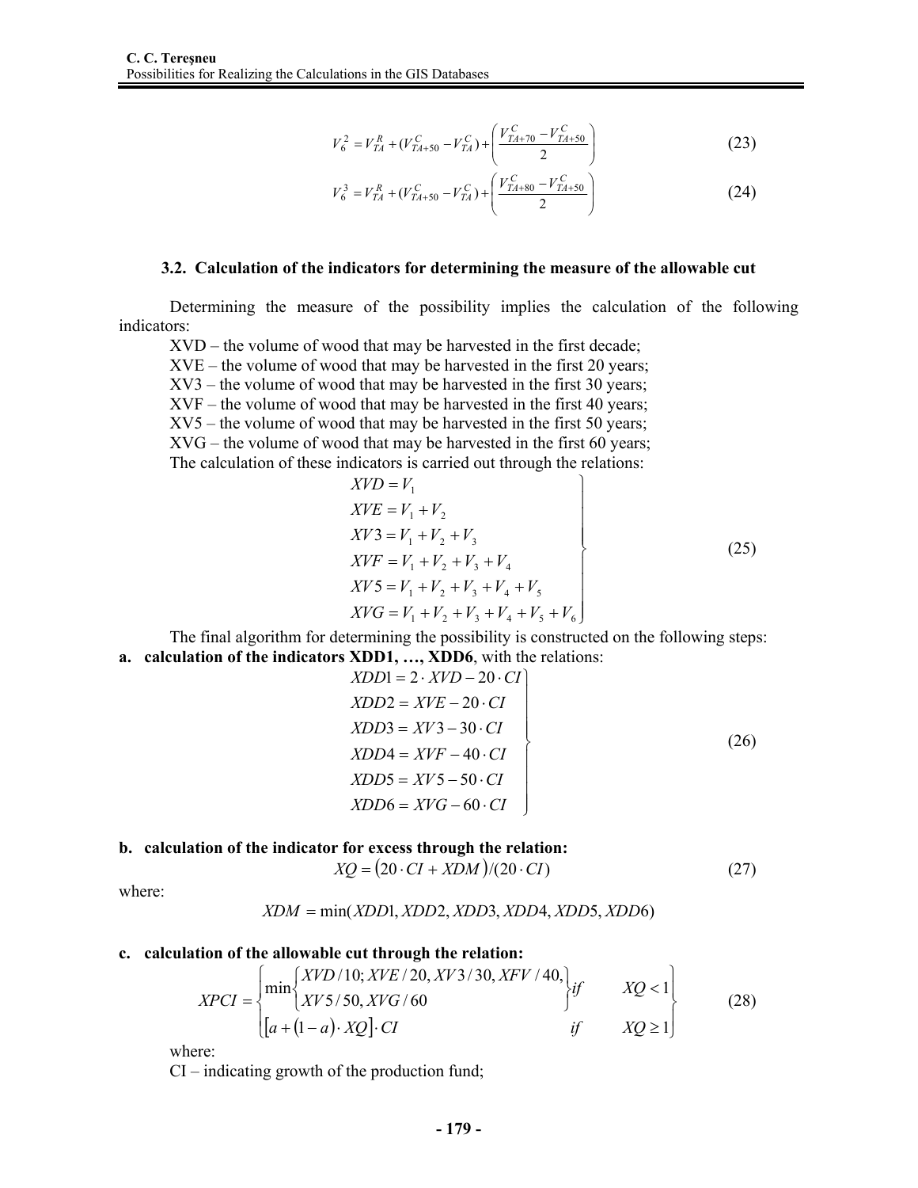$$V_6^2 = V_{TA}^R + (V_{TA+50}^C - V_{TA}^C) + \left( \frac{V_{TA+70}^C - V_{TA+50}^C}{2} \right) \tag{23}$$

$$V_6^3 = V_{TA}^R + (V_{TA+50}^C - V_{TA}^C) + \left( \frac{V_{TA+80}^C - V_{TA+50}^C}{2} \right) \tag{24}$$

### 3.2. Calculation of the indicators for determining the measure of the allowable cut

Determining the measure of the possibility implies the calculation of the following indicators:

XVD – the volume of wood that may be harvested in the first decade;
XVE – the volume of wood that may be harvested in the first 20 years;
XV3 – the volume of wood that may be harvested in the first 30 years;
XVF – the volume of wood that may be harvested in the first 40 years;
XV5 – the volume of wood that may be harvested in the first 50 years;
XVG – the volume of wood that may be harvested in the first 60 years;
The calculation of these indicators is carried out through the relations:

$$\left.\begin{aligned}
XVD &= V_1 \\
XVE &= V_1 + V_2 \\
XV3 &= V_1 + V_2 + V_3 \\
XVF &= V_1 + V_2 + V_3 + V_4 \\
XV5 &= V_1 + V_2 + V_3 + V_4 + V_5 \\
XVG &= V_1 + V_2 + V_3 + V_4 + V_5 + V_6
\end{aligned}\right\} \tag{25}$$

The final algorithm for determining the possibility is constructed on the following steps:

**a. calculation of the indicators XDD1, …, XDD6**, with the relations:

$$\left.\begin{aligned}
XDD1 &= 2 \cdot XVD - 20 \cdot CI \\
XDD2 &= XVE - 20 \cdot CI \\
XDD3 &= XV3 - 30 \cdot CI \\
XDD4 &= XVF - 40 \cdot CI \\
XDD5 &= XV5 - 50 \cdot CI \\
XDD6 &= XVG - 60 \cdot CI
\end{aligned}\right\} \tag{26}$$

**b. calculation of the indicator for excess through the relation:**

$$XQ = (20 \cdot CI + XDM)/(20 \cdot CI) \tag{27}$$

where:

$$XDM = \min(XDD1, XDD2, XDD3, XDD4, XDD5, XDD6)$$

**c. calculation of the allowable cut through the relation:**

$$XPCI = \begin{Bmatrix} \min\begin{Bmatrix} XVD/10; XVE/20, XV3/30, XFV/40, \\ XV5/50, XVG/60 \end{Bmatrix} & if \quad XQ < 1 \\ [a + (1-a) \cdot XQ] \cdot CI & if \quad XQ \geq 1 \end{Bmatrix} \tag{28}$$

where:

CI – indicating growth of the production fund;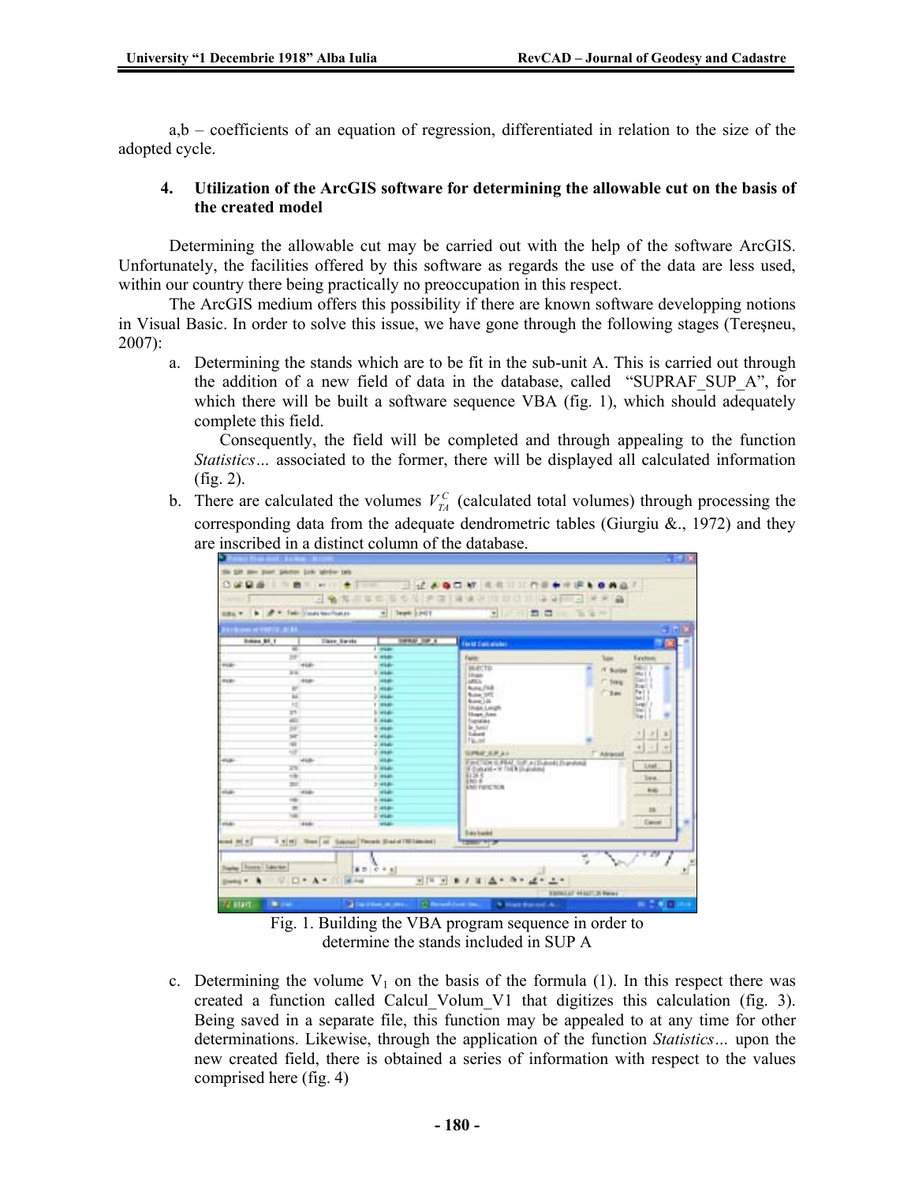a,b – coefficients of an equation of regression, differentiated in relation to the size of the adopted cycle.

## 4. Utilization of the ArcGIS software for determining the allowable cut on the basis of the created model

Determining the allowable cut may be carried out with the help of the software ArcGIS. Unfortunately, the facilities offered by this software as regards the use of the data are less used, within our country there being practically no preoccupation in this respect.

The ArcGIS medium offers this possibility if there are known software developping notions in Visual Basic. In order to solve this issue, we have gone through the following stages (Tereşneu, 2007):

a. Determining the stands which are to be fit in the sub-unit A. This is carried out through the addition of a new field of data in the database, called "SUPRAF_SUP_A", for which there will be built a software sequence VBA (fig. 1), which should adequately complete this field.

   Consequently, the field will be completed and through appealing to the function *Statistics…* associated to the former, there will be displayed all calculated information (fig. 2).

b. There are calculated the volumes $V_{TA}^{C}$ (calculated total volumes) through processing the corresponding data from the adequate dendrometric tables (Giurgiu &., 1972) and they are inscribed in a distinct column of the database.

Fig. 1. Building the VBA program sequence in order to determine the stands included in SUP A

c. Determining the volume $V_1$ on the basis of the formula (1). In this respect there was created a function called Calcul_Volum_V1 that digitizes this calculation (fig. 3). Being saved in a separate file, this function may be appealed to at any time for other determinations. Likewise, through the application of the function *Statistics…* upon the new created field, there is obtained a series of information with respect to the values comprised here (fig. 4)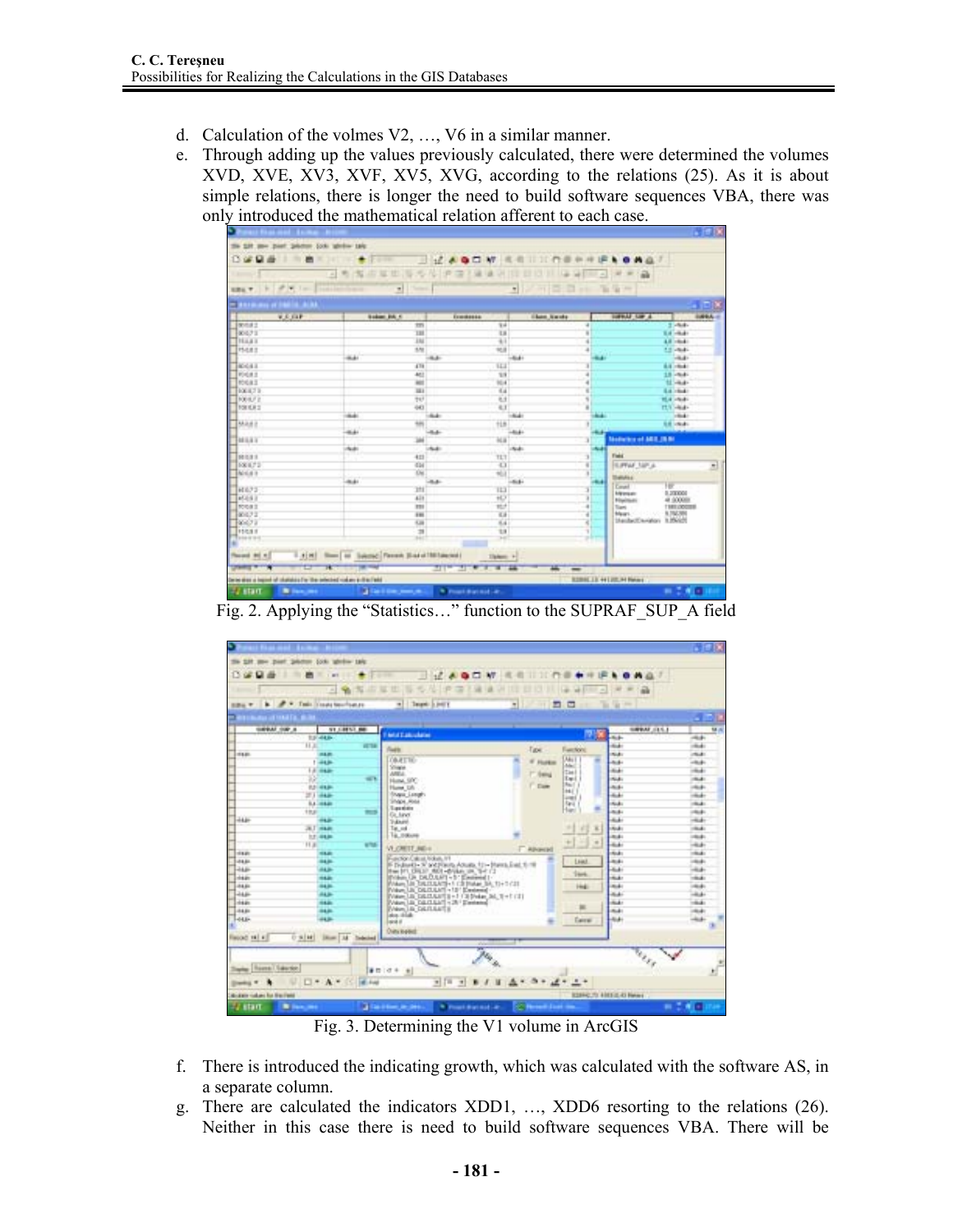d. Calculation of the volmes V2, …, V6 in a similar manner.
e. Through adding up the values previously calculated, there were determined the volumes XVD, XVE, XV3, XVF, XV5, XVG, according to the relations (25). As it is about simple relations, there is longer the need to build software sequences VBA, there was only introduced the mathematical relation afferent to each case.

Fig. 2. Applying the “Statistics…” function to the SUPRAF_SUP_A field

Fig. 3. Determining the V1 volume in ArcGIS

f. There is introduced the indicating growth, which was calculated with the software AS, in a separate column.
g. There are calculated the indicators XDD1, …, XDD6 resorting to the relations (26). Neither in this case there is need to build software sequences VBA. There will be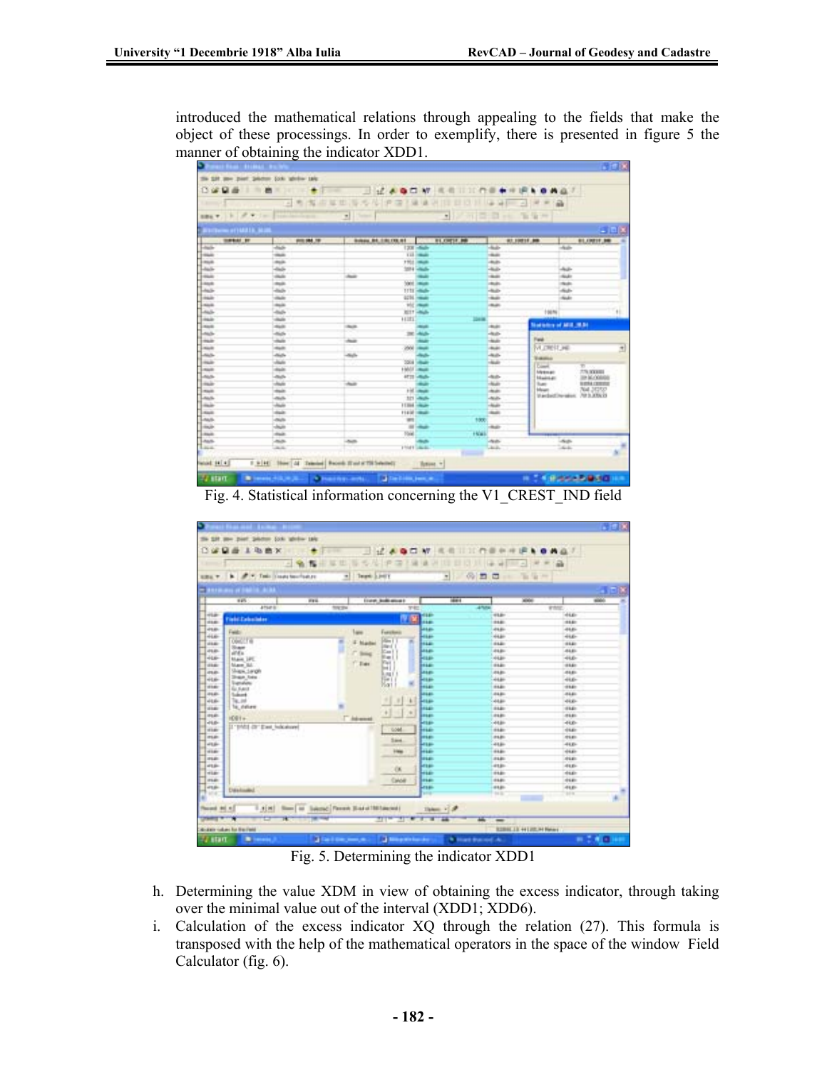introduced the mathematical relations through appealing to the fields that make the object of these processings. In order to exemplify, there is presented in figure 5 the manner of obtaining the indicator XDD1.

Fig. 4. Statistical information concerning the V1_CREST_IND field

Fig. 5. Determining the indicator XDD1

h. Determining the value XDM in view of obtaining the excess indicator, through taking over the minimal value out of the interval (XDD1; XDD6).

i. Calculation of the excess indicator XQ through the relation (27). This formula is transposed with the help of the mathematical operators in the space of the window Field Calculator (fig. 6).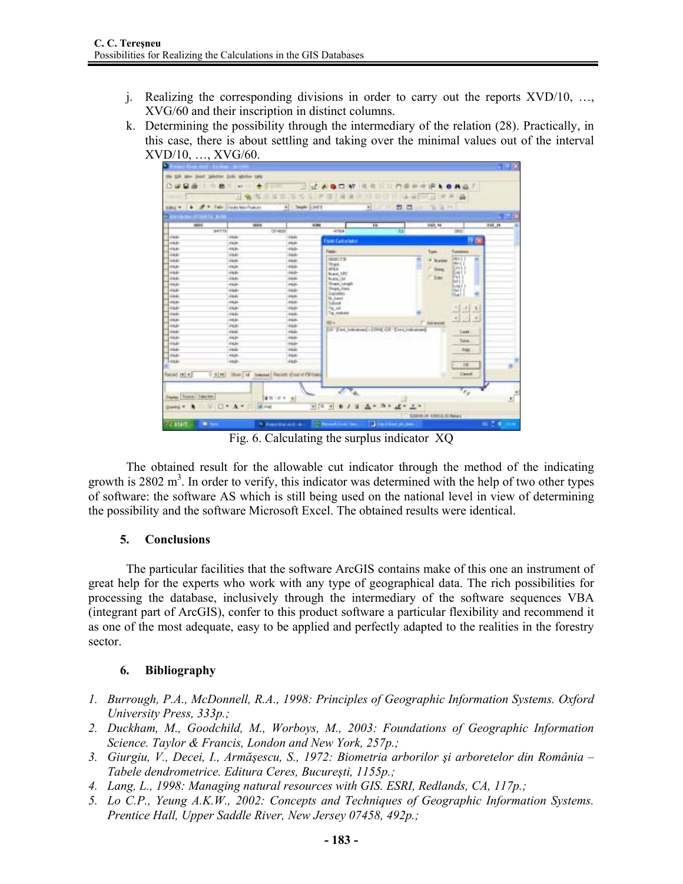j. Realizing the corresponding divisions in order to carry out the reports XVD/10, …, XVG/60 and their inscription in distinct columns.

k. Determining the possibility through the intermediary of the relation (28). Practically, in this case, there is about settling and taking over the minimal values out of the interval XVD/10, …, XVG/60.

Fig. 6. Calculating the surplus indicator XQ

The obtained result for the allowable cut indicator through the method of the indicating growth is 2802 $m^3$. In order to verify, this indicator was determined with the help of two other types of software: the software AS which is still being used on the national level in view of determining the possibility and the software Microsoft Excel. The obtained results were identical.

## 5. Conclusions

The particular facilities that the software ArcGIS contains make of this one an instrument of great help for the experts who work with any type of geographical data. The rich possibilities for processing the database, inclusively through the intermediary of the software sequences VBA (integrant part of ArcGIS), confer to this product software a particular flexibility and recommend it as one of the most adequate, easy to be applied and perfectly adapted to the realities in the forestry sector.

## 6. Bibliography

1. *Burrough, P.A., McDonnell, R.A., 1998: Principles of Geographic Information Systems. Oxford University Press, 333p.;*
2. *Duckham, M., Goodchild, M., Worboys, M., 2003: Foundations of Geographic Information Science. Taylor & Francis, London and New York, 257p.;*
3. *Giurgiu, V., Decei, I., Armăşescu, S., 1972: Biometria arborilor şi arboretelor din România – Tabele dendrometrice. Editura Ceres, Bucureşti, 1155p.;*
4. *Lang, L., 1998: Managing natural resources with GIS. ESRI, Redlands, CA, 117p.;*
5. *Lo C.P., Yeung A.K.W., 2002: Concepts and Techniques of Geographic Information Systems. Prentice Hall, Upper Saddle River, New Jersey 07458, 492p.;*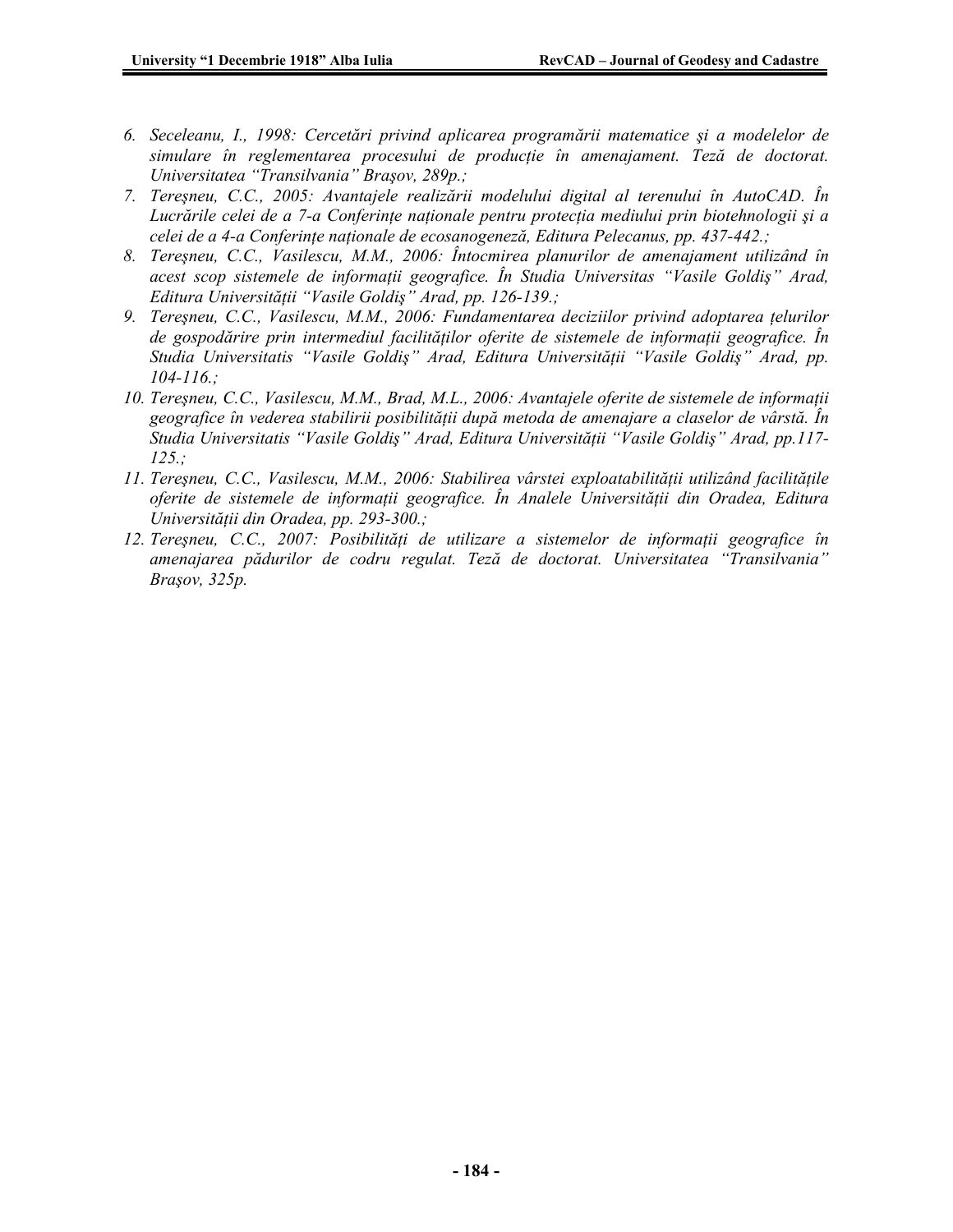6. *Seceleanu, I., 1998: Cercetări privind aplicarea programării matematice şi a modelelor de simulare în reglementarea procesului de producție în amenajament. Teză de doctorat. Universitatea "Transilvania" Braşov, 289p.;*
7. *Tereşneu, C.C., 2005: Avantajele realizării modelului digital al terenului în AutoCAD. În Lucrările celei de a 7-a Conferințe naționale pentru protecția mediului prin biotehnologii şi a celei de a 4-a Conferințe naționale de ecosanogeneză, Editura Pelecanus, pp. 437-442.;*
8. *Tereşneu, C.C., Vasilescu, M.M., 2006: Întocmirea planurilor de amenajament utilizând în acest scop sistemele de informații geografice. În Studia Universitas "Vasile Goldiş" Arad, Editura Universității "Vasile Goldiş" Arad, pp. 126-139.;*
9. *Tereşneu, C.C., Vasilescu, M.M., 2006: Fundamentarea deciziilor privind adoptarea țelurilor de gospodărire prin intermediul facilităților oferite de sistemele de informații geografice. În Studia Universitatis "Vasile Goldiş" Arad, Editura Universității "Vasile Goldiş" Arad, pp. 104-116.;*
10. *Tereşneu, C.C., Vasilescu, M.M., Brad, M.L., 2006: Avantajele oferite de sistemele de informații geografice în vederea stabilirii posibilității după metoda de amenajare a claselor de vârstă. În Studia Universitatis "Vasile Goldiş" Arad, Editura Universității "Vasile Goldiş" Arad, pp.117-125.;*
11. *Tereşneu, C.C., Vasilescu, M.M., 2006: Stabilirea vârstei exploatabilității utilizând facilitățile oferite de sistemele de informații geografice. În Analele Universității din Oradea, Editura Universității din Oradea, pp. 293-300.;*
12. *Tereşneu, C.C., 2007: Posibilități de utilizare a sistemelor de informații geografice în amenajarea pădurilor de codru regulat. Teză de doctorat. Universitatea "Transilvania" Braşov, 325p.*